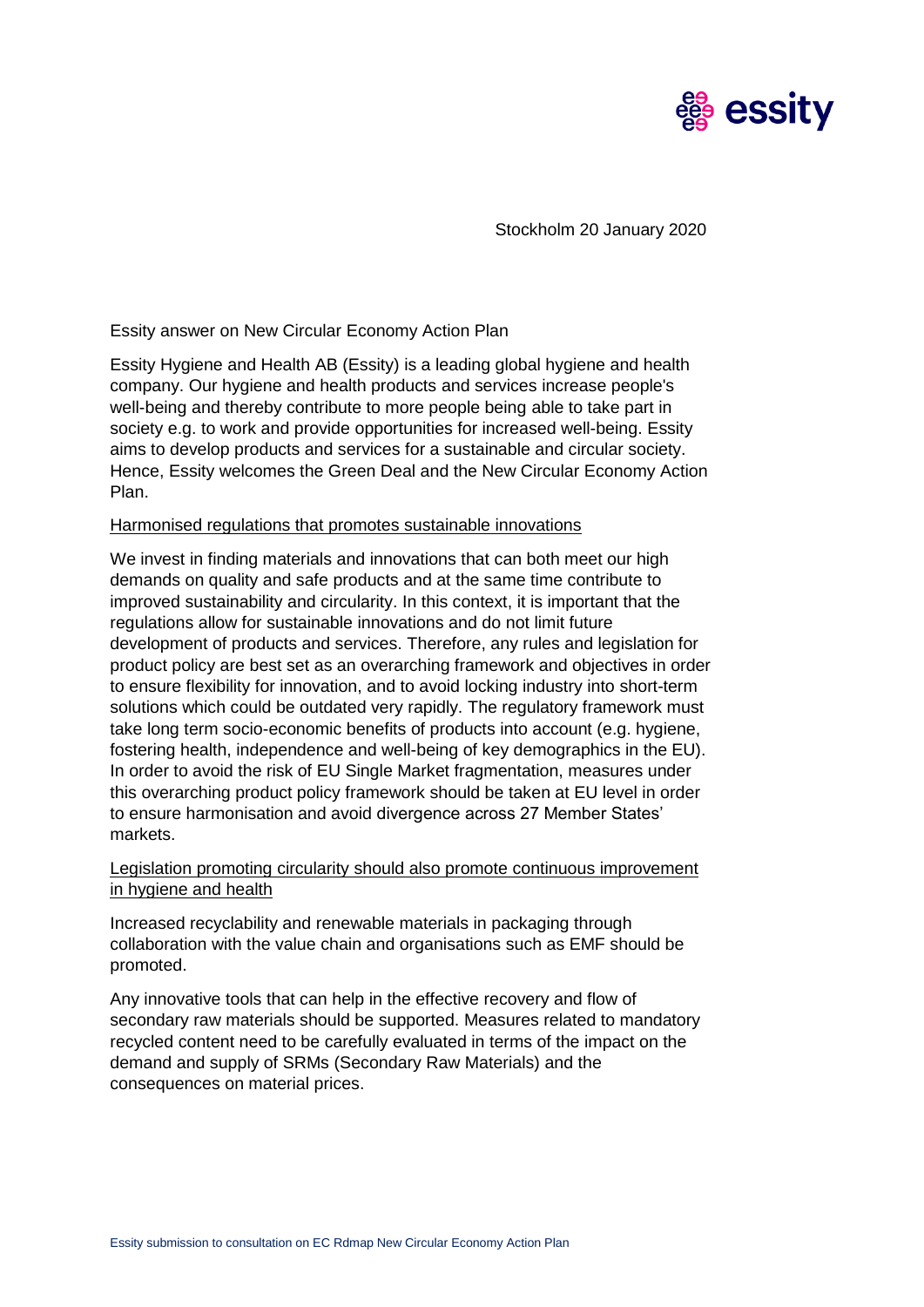Stockholm 20 January 2020

Essity answer on New Circular Economy Action Plan

Essity Hygiene and Health AB (Essity) is a leading global hygiene and health company. Our hygiene and health products and services increase people's well-being and thereby contribute to more people being able to take part in society e.g. to work and provide opportunities for increased well-being. Essity aims to develop products and services for a sustainable and circular society. Hence, Essity welcomes the Green Deal and the New Circular Economy Action Plan.

<u>Harmonised regulations that promotes sustainable innovations</u>

We invest in finding materials and innovations that can both meet our high demands on quality and safe products and at the same time contribute to improved sustainability and circularity. In this context, it is important that the regulations allow for sustainable innovations and do not limit future development of products and services. Therefore, any rules and legislation for product policy are best set as an overarching framework and objectives in order to ensure flexibility for innovation, and to avoid locking industry into short-term solutions which could be outdated very rapidly. The regulatory framework must take long term socio-economic benefits of products into account (e.g. hygiene, fostering health, independence and well-being of key demographics in the EU). In order to avoid the risk of EU Single Market fragmentation, measures under this overarching product policy framework should be taken at EU level in order to ensure harmonisation and avoid divergence across 27 Member States' markets.

<u>Legislation promoting circularity should also promote continuous improvement in hygiene and health</u>

Increased recyclability and renewable materials in packaging through collaboration with the value chain and organisations such as EMF should be promoted.

Any innovative tools that can help in the effective recovery and flow of secondary raw materials should be supported. Measures related to mandatory recycled content need to be carefully evaluated in terms of the impact on the demand and supply of SRMs (Secondary Raw Materials) and the consequences on material prices.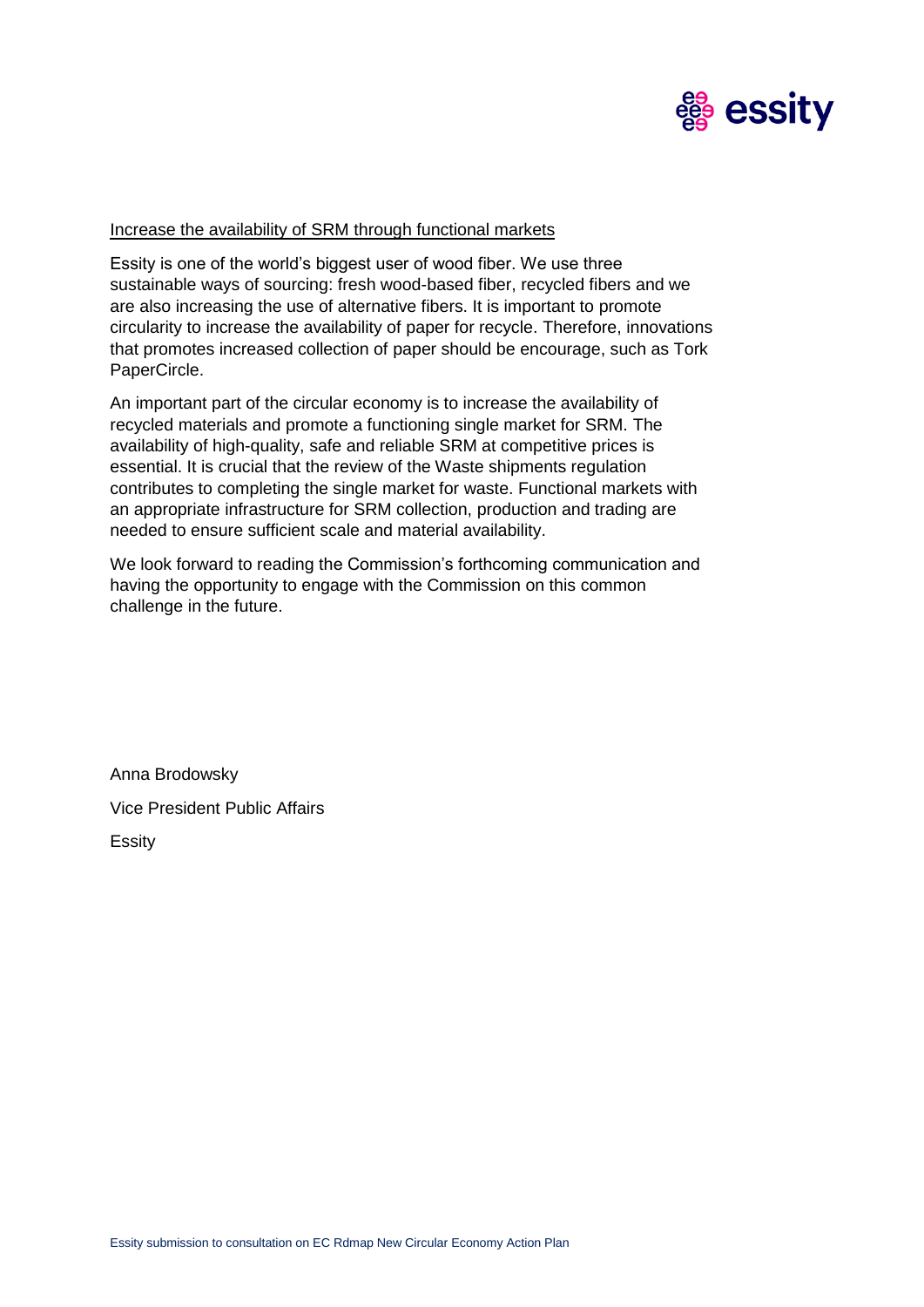<u>Increase the availability of SRM through functional markets</u>

Essity is one of the world's biggest user of wood fiber. We use three sustainable ways of sourcing: fresh wood-based fiber, recycled fibers and we are also increasing the use of alternative fibers. It is important to promote circularity to increase the availability of paper for recycle. Therefore, innovations that promotes increased collection of paper should be encourage, such as Tork PaperCircle.

An important part of the circular economy is to increase the availability of recycled materials and promote a functioning single market for SRM. The availability of high-quality, safe and reliable SRM at competitive prices is essential. It is crucial that the review of the Waste shipments regulation contributes to completing the single market for waste. Functional markets with an appropriate infrastructure for SRM collection, production and trading are needed to ensure sufficient scale and material availability.

We look forward to reading the Commission's forthcoming communication and having the opportunity to engage with the Commission on this common challenge in the future.

Anna Brodowsky

Vice President Public Affairs

Essity